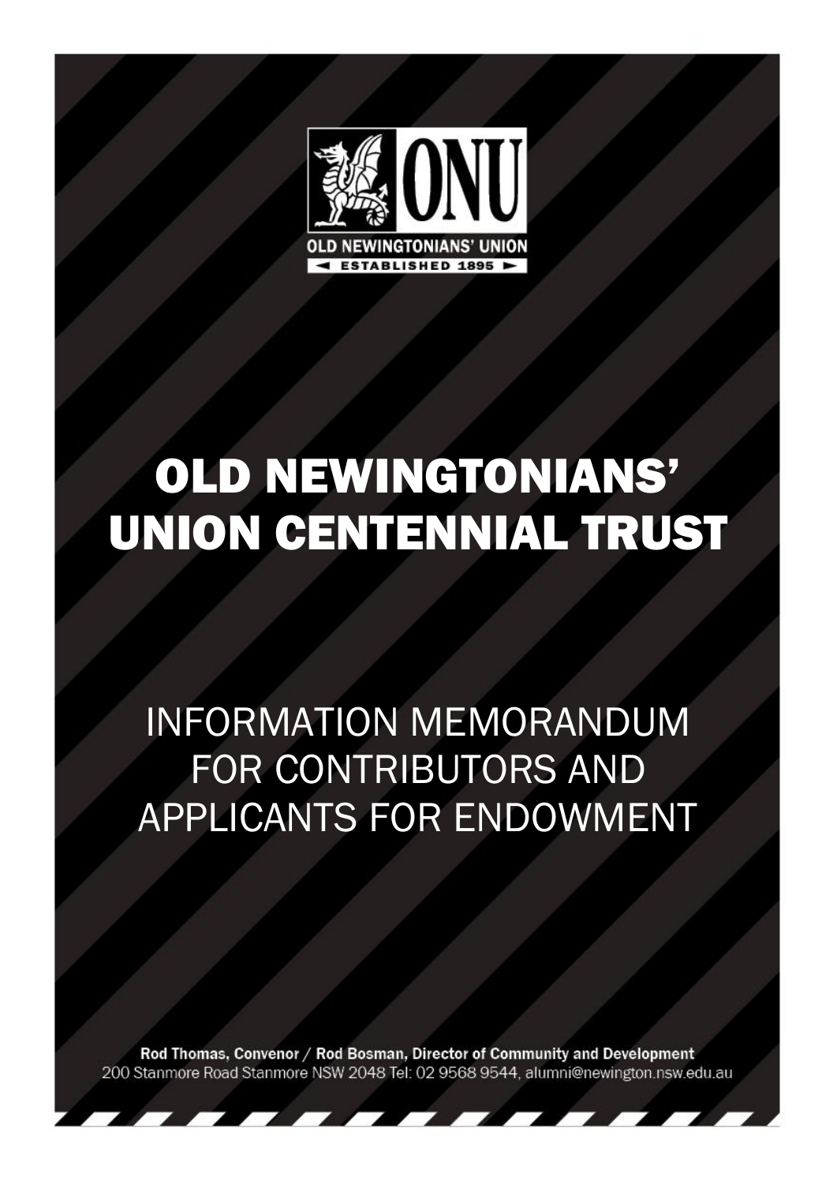OLD NEWINGTONIANS' UNION

ESTABLISHED 1895

# OLD NEWINGTONIANS' UNION CENTENNIAL TRUST

## INFORMATION MEMORANDUM FOR CONTRIBUTORS AND APPLICANTS FOR ENDOWMENT

**Rod Thomas, Convenor / Rod Bosman, Director of Community and Development**

200 Stanmore Road Stanmore NSW 2048 Tel: 02 9568 9544, alumni@newington.nsw.edu.au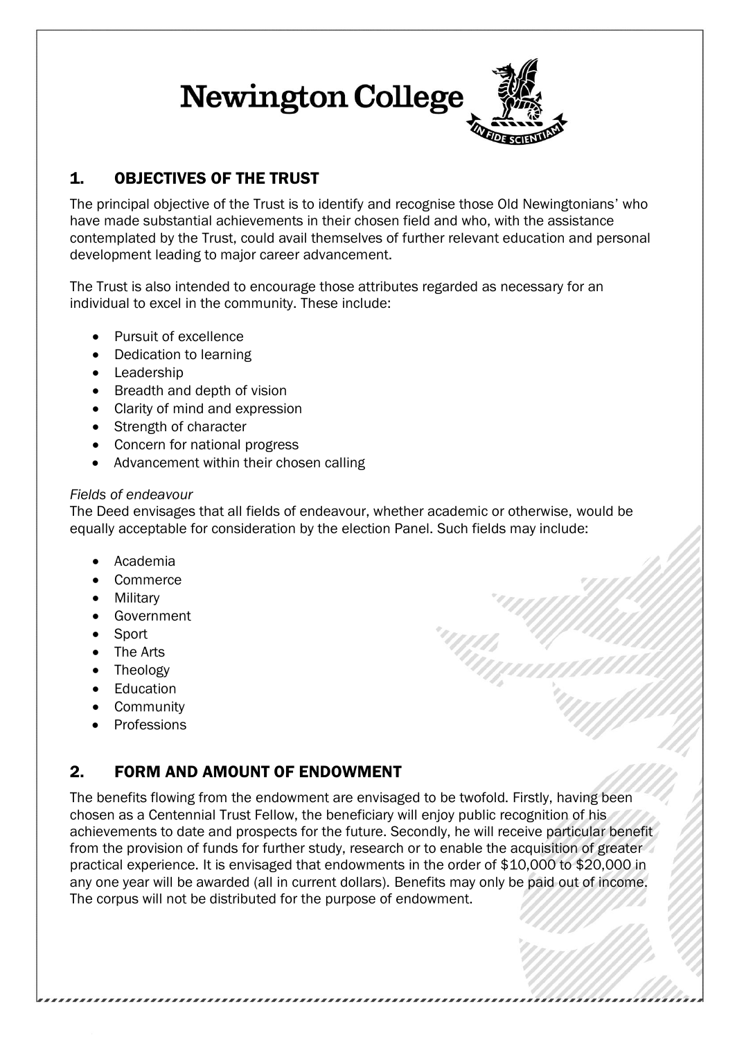# Newington College

## 1. OBJECTIVES OF THE TRUST

The principal objective of the Trust is to identify and recognise those Old Newingtonians' who have made substantial achievements in their chosen field and who, with the assistance contemplated by the Trust, could avail themselves of further relevant education and personal development leading to major career advancement.

The Trust is also intended to encourage those attributes regarded as necessary for an individual to excel in the community. These include:

- Pursuit of excellence
- Dedication to learning
- Leadership
- Breadth and depth of vision
- Clarity of mind and expression
- Strength of character
- Concern for national progress
- Advancement within their chosen calling

*Fields of endeavour*
The Deed envisages that all fields of endeavour, whether academic or otherwise, would be equally acceptable for consideration by the election Panel. Such fields may include:

- Academia
- Commerce
- Military
- Government
- Sport
- The Arts
- Theology
- Education
- Community
- Professions

## 2. FORM AND AMOUNT OF ENDOWMENT

The benefits flowing from the endowment are envisaged to be twofold. Firstly, having been chosen as a Centennial Trust Fellow, the beneficiary will enjoy public recognition of his achievements to date and prospects for the future. Secondly, he will receive particular benefit from the provision of funds for further study, research or to enable the acquisition of greater practical experience. It is envisaged that endowments in the order of $10,000 to $20,000 in any one year will be awarded (all in current dollars). Benefits may only be paid out of income. The corpus will not be distributed for the purpose of endowment.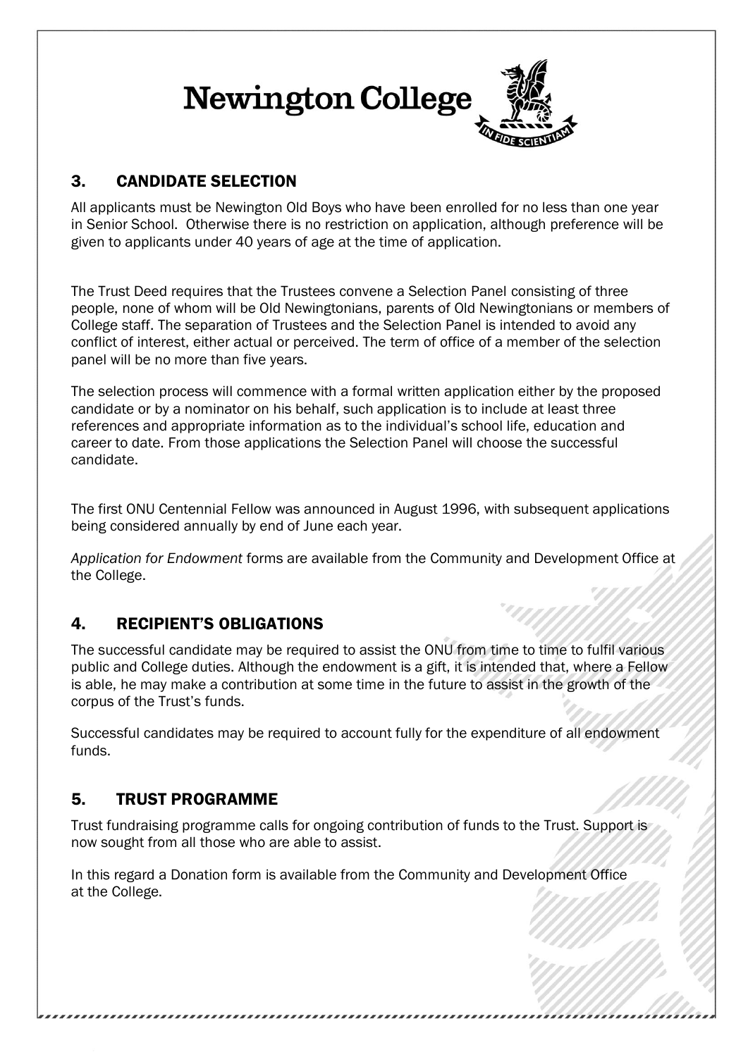# Newington College

## 3. CANDIDATE SELECTION

All applicants must be Newington Old Boys who have been enrolled for no less than one year in Senior School. Otherwise there is no restriction on application, although preference will be given to applicants under 40 years of age at the time of application.

The Trust Deed requires that the Trustees convene a Selection Panel consisting of three people, none of whom will be Old Newingtonians, parents of Old Newingtonians or members of College staff. The separation of Trustees and the Selection Panel is intended to avoid any conflict of interest, either actual or perceived. The term of office of a member of the selection panel will be no more than five years.

The selection process will commence with a formal written application either by the proposed candidate or by a nominator on his behalf, such application is to include at least three references and appropriate information as to the individual's school life, education and career to date. From those applications the Selection Panel will choose the successful candidate.

The first ONU Centennial Fellow was announced in August 1996, with subsequent applications being considered annually by end of June each year.

*Application for Endowment* forms are available from the Community and Development Office at the College.

## 4. RECIPIENT'S OBLIGATIONS

The successful candidate may be required to assist the ONU from time to time to fulfil various public and College duties. Although the endowment is a gift, it is intended that, where a Fellow is able, he may make a contribution at some time in the future to assist in the growth of the corpus of the Trust's funds.

Successful candidates may be required to account fully for the expenditure of all endowment funds.

## 5. TRUST PROGRAMME

Trust fundraising programme calls for ongoing contribution of funds to the Trust. Support is now sought from all those who are able to assist.

In this regard a Donation form is available from the Community and Development Office at the College.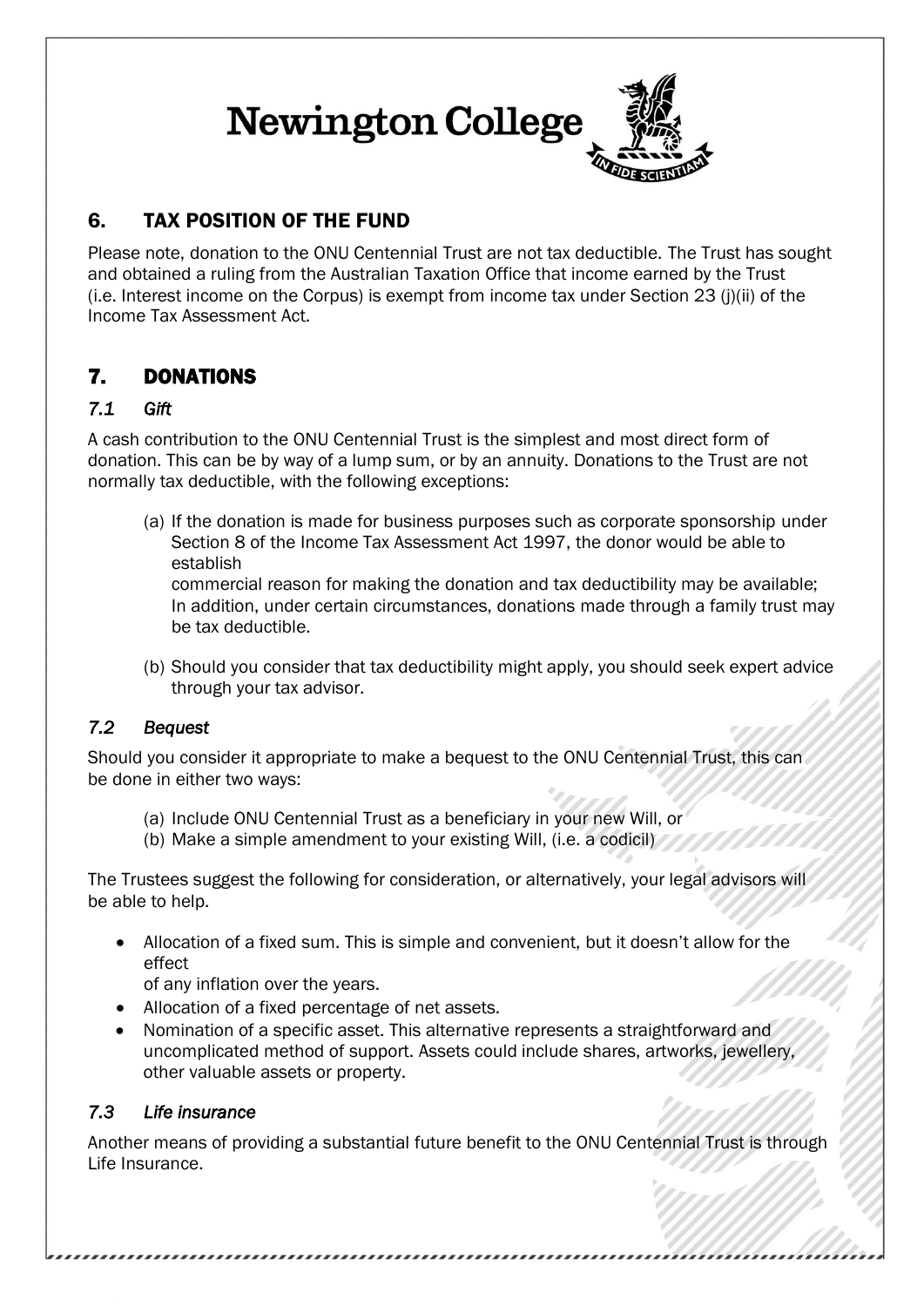# 6. TAX POSITION OF THE FUND

Please note, donation to the ONU Centennial Trust are not tax deductible. The Trust has sought and obtained a ruling from the Australian Taxation Office that income earned by the Trust (i.e. Interest income on the Corpus) is exempt from income tax under Section 23 (j)(ii) of the Income Tax Assessment Act.

# 7. DONATIONS

### *7.1 Gift*

A cash contribution to the ONU Centennial Trust is the simplest and most direct form of donation. This can be by way of a lump sum, or by an annuity. Donations to the Trust are not normally tax deductible, with the following exceptions:

(a) If the donation is made for business purposes such as corporate sponsorship under Section 8 of the Income Tax Assessment Act 1997, the donor would be able to establish commercial reason for making the donation and tax deductibility may be available; In addition, under certain circumstances, donations made through a family trust may be tax deductible.

(b) Should you consider that tax deductibility might apply, you should seek expert advice through your tax advisor.

### *7.2 Bequest*

Should you consider it appropriate to make a bequest to the ONU Centennial Trust, this can be done in either two ways:

(a) Include ONU Centennial Trust as a beneficiary in your new Will, or
(b) Make a simple amendment to your existing Will, (i.e. a codicil)

The Trustees suggest the following for consideration, or alternatively, your legal advisors will be able to help.

- Allocation of a fixed sum. This is simple and convenient, but it doesn't allow for the effect of any inflation over the years.
- Allocation of a fixed percentage of net assets.
- Nomination of a specific asset. This alternative represents a straightforward and uncomplicated method of support. Assets could include shares, artworks, jewellery, other valuable assets or property.

### *7.3 Life insurance*

Another means of providing a substantial future benefit to the ONU Centennial Trust is through Life Insurance.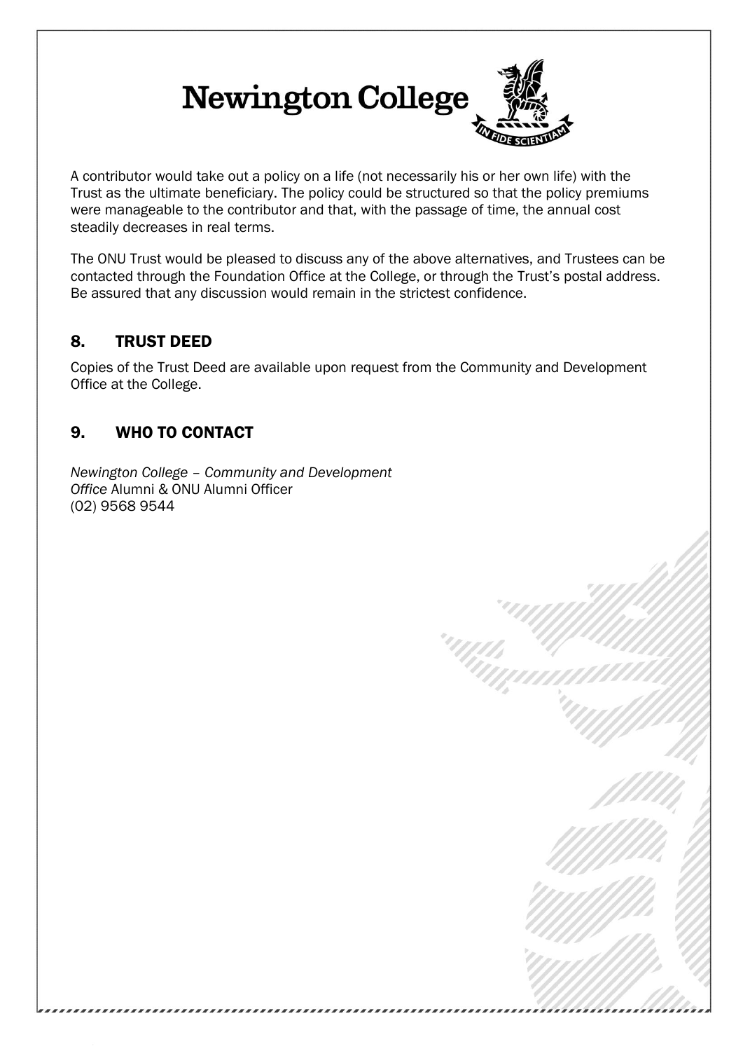A contributor would take out a policy on a life (not necessarily his or her own life) with the Trust as the ultimate beneficiary. The policy could be structured so that the policy premiums were manageable to the contributor and that, with the passage of time, the annual cost steadily decreases in real terms.

The ONU Trust would be pleased to discuss any of the above alternatives, and Trustees can be contacted through the Foundation Office at the College, or through the Trust's postal address. Be assured that any discussion would remain in the strictest confidence.

## 8. TRUST DEED

Copies of the Trust Deed are available upon request from the Community and Development Office at the College.

## 9. WHO TO CONTACT

*Newington College – Community and Development Office* Alumni & ONU Alumni Officer
(02) 9568 9544